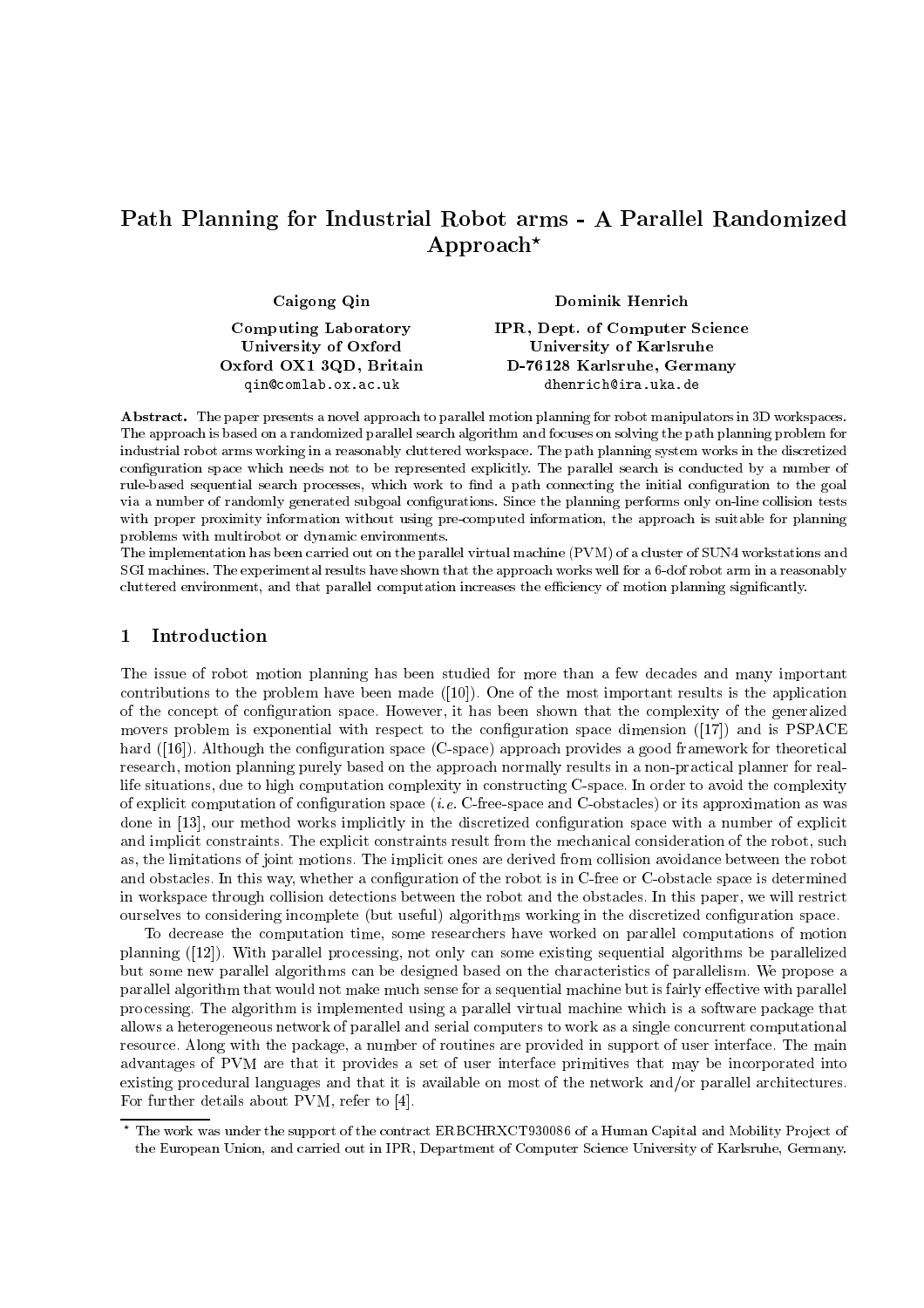# Path Planning for Industrial Robot arms - A Parallel Randomized Approach*

**Caigong Qin**

**Computing Laboratory**
**University of Oxford**
**Oxford OX1 3QD, Britain**
qin@comlab.ox.ac.uk

**Dominik Henrich**

**IPR, Dept. of Computer Science**
**University of Karlsruhe**
**D-76128 Karlsruhe, Germany**
dhenrich@ira.uka.de

**Abstract.** The paper presents a novel approach to parallel motion planning for robot manipulators in 3D workspaces. The approach is based on a randomized parallel search algorithm and focuses on solving the path planning problem for industrial robot arms working in a reasonably cluttered workspace. The path planning system works in the discretized configuration space which needs not to be represented explicitly. The parallel search is conducted by a number of rule-based sequential search processes, which work to find a path connecting the initial configuration to the goal via a number of randomly generated subgoal configurations. Since the planning performs only on-line collision tests with proper proximity information without using pre-computed information, the approach is suitable for planning problems with multirobot or dynamic environments.

The implementation has been carried out on the parallel virtual machine (PVM) of a cluster of SUN4 workstations and SGI machines. The experimental results have shown that the approach works well for a 6-dof robot arm in a reasonably cluttered environment, and that parallel computation increases the efficiency of motion planning significantly.

## 1 Introduction

The issue of robot motion planning has been studied for more than a few decades and many important contributions to the problem have been made ([10]). One of the most important results is the application of the concept of configuration space. However, it has been shown that the complexity of the generalized movers problem is exponential with respect to the configuration space dimension ([17]) and is PSPACE hard ([16]). Although the configuration space (C-space) approach provides a good framework for theoretical research, motion planning purely based on the approach normally results in a non-practical planner for real-life situations, due to high computation complexity in constructing C-space. In order to avoid the complexity of explicit computation of configuration space (*i.e.* C-free-space and C-obstacles) or its approximation as was done in [13], our method works implicitly in the discretized configuration space with a number of explicit and implicit constraints. The explicit constraints result from the mechanical consideration of the robot, such as, the limitations of joint motions. The implicit ones are derived from collision avoidance between the robot and obstacles. In this way, whether a configuration of the robot is in C-free or C-obstacle space is determined in workspace through collision detections between the robot and the obstacles. In this paper, we will restrict ourselves to considering incomplete (but useful) algorithms working in the discretized configuration space.

To decrease the computation time, some researchers have worked on parallel computations of motion planning ([12]). With parallel processing, not only can some existing sequential algorithms be parallelized but some new parallel algorithms can be designed based on the characteristics of parallelism. We propose a parallel algorithm that would not make much sense for a sequential machine but is fairly effective with parallel processing. The algorithm is implemented using a parallel virtual machine which is a software package that allows a heterogeneous network of parallel and serial computers to work as a single concurrent computational resource. Along with the package, a number of routines are provided in support of user interface. The main advantages of PVM are that it provides a set of user interface primitives that may be incorporated into existing procedural languages and that it is available on most of the network and/or parallel architectures. For further details about PVM, refer to [4].

* The work was under the support of the contract ERBCHRXCT930086 of a Human Capital and Mobility Project of the European Union, and carried out in IPR, Department of Computer Science University of Karlsruhe, Germany.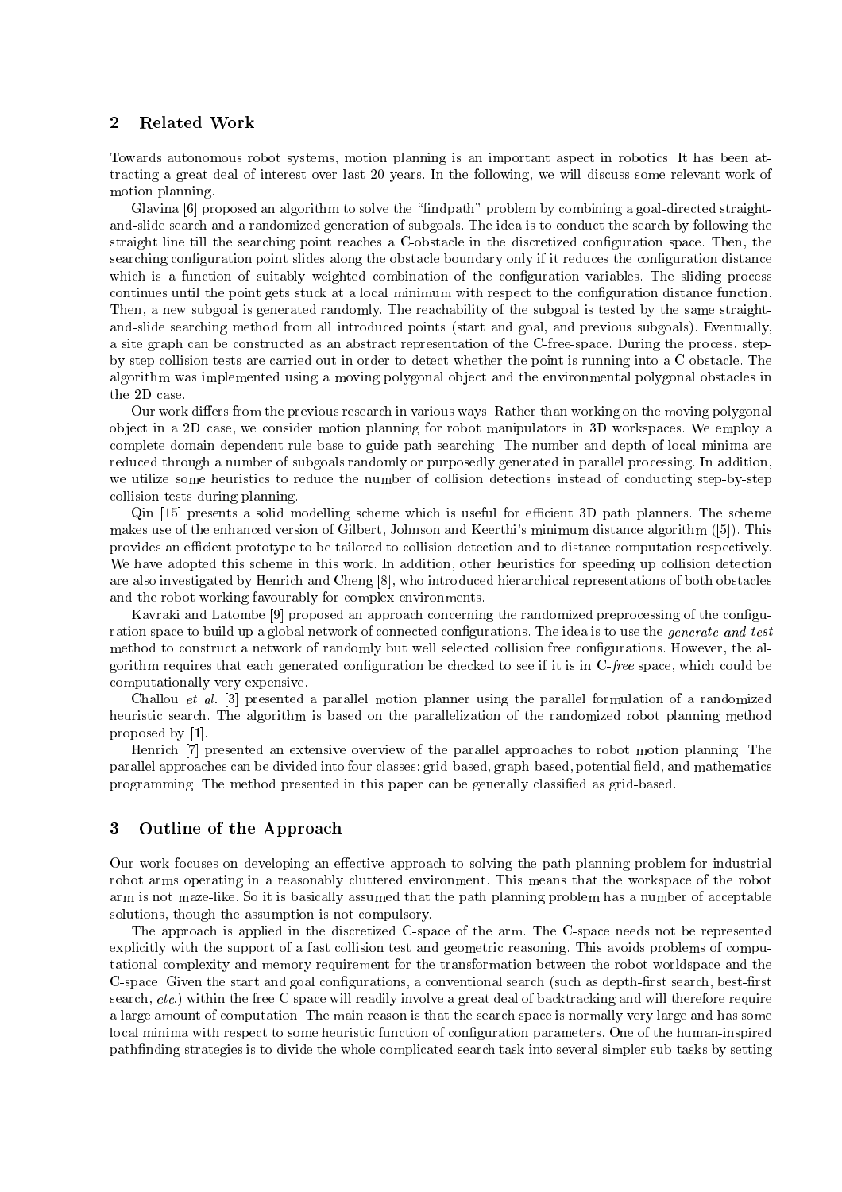## 2 Related Work

Towards autonomous robot systems, motion planning is an important aspect in robotics. It has been attracting a great deal of interest over last 20 years. In the following, we will discuss some relevant work of motion planning.

Glavina [6] proposed an algorithm to solve the "findpath" problem by combining a goal-directed straight-and-slide search and a randomized generation of subgoals. The idea is to conduct the search by following the straight line till the searching point reaches a C-obstacle in the discretized configuration space. Then, the searching configuration point slides along the obstacle boundary only if it reduces the configuration distance which is a function of suitably weighted combination of the configuration variables. The sliding process continues until the point gets stuck at a local minimum with respect to the configuration distance function. Then, a new subgoal is generated randomly. The reachability of the subgoal is tested by the same straight-and-slide searching method from all introduced points (start and goal, and previous subgoals). Eventually, a site graph can be constructed as an abstract representation of the C-free-space. During the process, step-by-step collision tests are carried out in order to detect whether the point is running into a C-obstacle. The algorithm was implemented using a moving polygonal object and the environmental polygonal obstacles in the 2D case.

Our work differs from the previous research in various ways. Rather than working on the moving polygonal object in a 2D case, we consider motion planning for robot manipulators in 3D workspaces. We employ a complete domain-dependent rule base to guide path searching. The number and depth of local minima are reduced through a number of subgoals randomly or purposedly generated in parallel processing. In addition, we utilize some heuristics to reduce the number of collision detections instead of conducting step-by-step collision tests during planning.

Qin [15] presents a solid modelling scheme which is useful for efficient 3D path planners. The scheme makes use of the enhanced version of Gilbert, Johnson and Keerthi's minimum distance algorithm ([5]). This provides an efficient prototype to be tailored to collision detection and to distance computation respectively. We have adopted this scheme in this work. In addition, other heuristics for speeding up collision detection are also investigated by Henrich and Cheng [8], who introduced hierarchical representations of both obstacles and the robot working favourably for complex environments.

Kavraki and Latombe [9] proposed an approach concerning the randomized preprocessing of the configuration space to build up a global network of connected configurations. The idea is to use the *generate-and-test* method to construct a network of randomly but well selected collision free configurations. However, the algorithm requires that each generated configuration be checked to see if it is in C-*free* space, which could be computationally very expensive.

Challou *et al.* [3] presented a parallel motion planner using the parallel formulation of a randomized heuristic search. The algorithm is based on the parallelization of the randomized robot planning method proposed by [1].

Henrich [7] presented an extensive overview of the parallel approaches to robot motion planning. The parallel approaches can be divided into four classes: grid-based, graph-based, potential field, and mathematics programming. The method presented in this paper can be generally classified as grid-based.

## 3 Outline of the Approach

Our work focuses on developing an effective approach to solving the path planning problem for industrial robot arms operating in a reasonably cluttered environment. This means that the workspace of the robot arm is not maze-like. So it is basically assumed that the path planning problem has a number of acceptable solutions, though the assumption is not compulsory.

The approach is applied in the discretized C-space of the arm. The C-space needs not be represented explicitly with the support of a fast collision test and geometric reasoning. This avoids problems of computational complexity and memory requirement for the transformation between the robot worldspace and the C-space. Given the start and goal configurations, a conventional search (such as depth-first search, best-first search, *etc.*) within the free C-space will readily involve a great deal of backtracking and will therefore require a large amount of computation. The main reason is that the search space is normally very large and has some local minima with respect to some heuristic function of configuration parameters. One of the human-inspired pathfinding strategies is to divide the whole complicated search task into several simpler sub-tasks by setting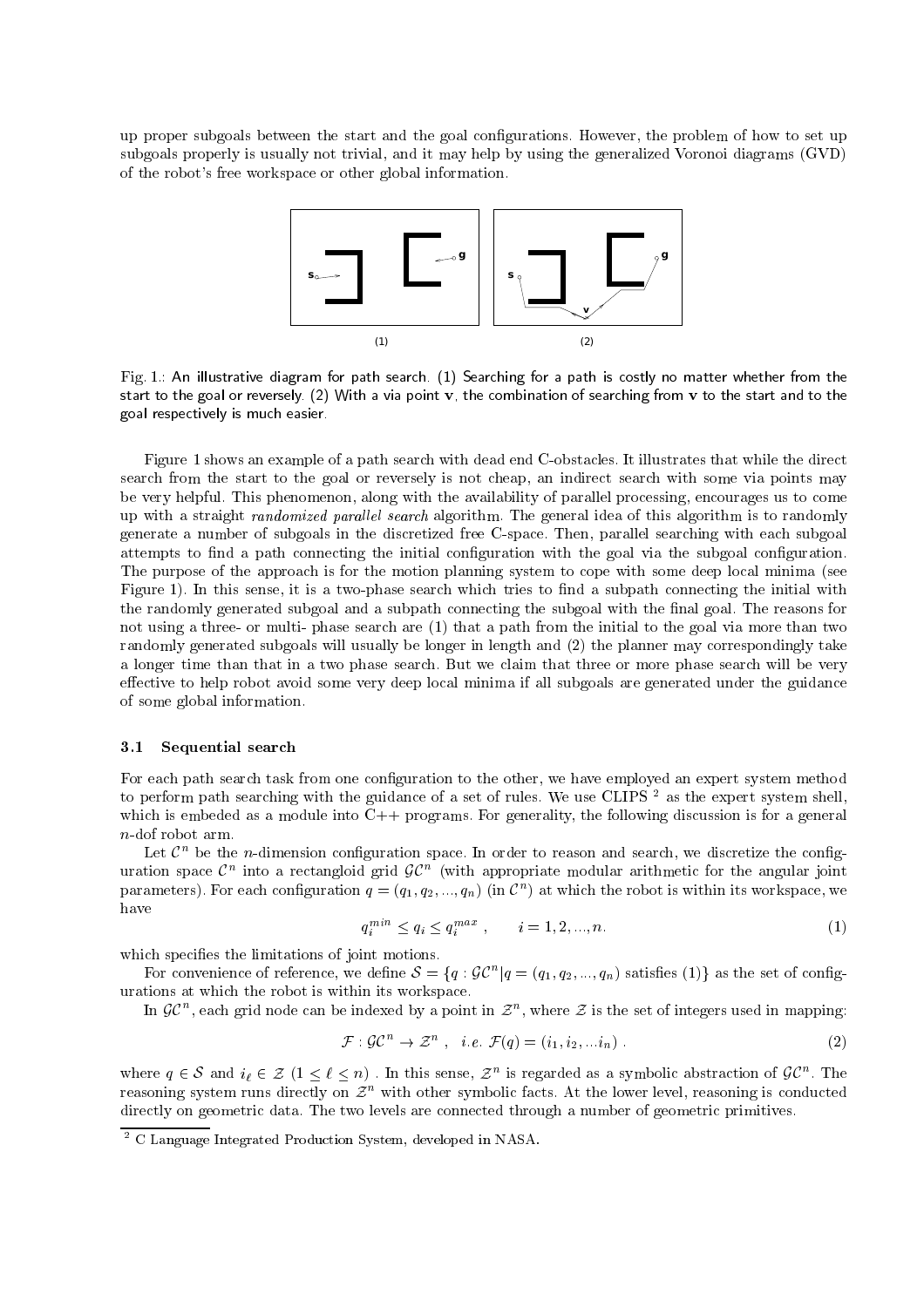up proper subgoals between the start and the goal configurations. However, the problem of how to set up subgoals properly is usually not trivial, and it may help by using the generalized Voronoi diagrams (GVD) of the robot's free workspace or other global information.

Fig. 1.: An illustrative diagram for path search. (1) Searching for a path is costly no matter whether from the start to the goal or reversely. (2) With a via point **v**, the combination of searching from **v** to the start and to the goal respectively is much easier.

Figure 1 shows an example of a path search with dead end C-obstacles. It illustrates that while the direct search from the start to the goal or reversely is not cheap, an indirect search with some via points may be very helpful. This phenomenon, along with the availability of parallel processing, encourages us to come up with a straight *randomized parallel search* algorithm. The general idea of this algorithm is to randomly generate a number of subgoals in the discretized free C-space. Then, parallel searching with each subgoal attempts to find a path connecting the initial configuration with the goal via the subgoal configuration. The purpose of the approach is for the motion planning system to cope with some deep local minima (see Figure 1). In this sense, it is a two-phase search which tries to find a subpath connecting the initial with the randomly generated subgoal and a subpath connecting the subgoal with the final goal. The reasons for not using a three- or multi- phase search are (1) that a path from the initial to the goal via more than two randomly generated subgoals will usually be longer in length and (2) the planner may correspondingly take a longer time than that in a two phase search. But we claim that three or more phase search will be very effective to help robot avoid some very deep local minima if all subgoals are generated under the guidance of some global information.

### 3.1 Sequential search

For each path search task from one configuration to the other, we have employed an expert system method to perform path searching with the guidance of a set of rules. We use CLIPS [2] as the expert system shell, which is embeded as a module into C++ programs. For generality, the following discussion is for a general $n$-dof robot arm.

Let $\mathcal{C}^n$ be the $n$-dimension configuration space. In order to reason and search, we discretize the configuration space $\mathcal{C}^n$ into a rectangloid grid $\mathcal{GC}^n$ (with appropriate modular arithmetic for the angular joint parameters). For each configuration $q = (q_1, q_2, ..., q_n)$ (in $\mathcal{C}^n$) at which the robot is within its workspace, we have

$$q_i^{min} \leq q_i \leq q_i^{max} \ , \qquad i = 1, 2, ..., n. \tag{1}$$

which specifies the limitations of joint motions.

For convenience of reference, we define $\mathcal{S} = \{q : \mathcal{GC}^n | q = (q_1, q_2, ..., q_n) \text{ satisfies (1)}\}$ as the set of configurations at which the robot is within its workspace.

In $\mathcal{GC}^n$, each grid node can be indexed by a point in $\mathcal{Z}^n$, where $\mathcal{Z}$ is the set of integers used in mapping:

$$\mathcal{F} : \mathcal{GC}^n \rightarrow \mathcal{Z}^n \ , \quad i.e. \ \mathcal{F}(q) = (i_1, i_2, ... i_n) \ . \tag{2}$$

where $q \in \mathcal{S}$ and $i_\ell \in \mathcal{Z}$ $(1 \leq \ell \leq n)$ . In this sense, $\mathcal{Z}^n$ is regarded as a symbolic abstraction of $\mathcal{GC}^n$. The reasoning system runs directly on $\mathcal{Z}^n$ with other symbolic facts. At the lower level, reasoning is conducted directly on geometric data. The two levels are connected through a number of geometric primitives.

[2] C Language Integrated Production System, developed in NASA.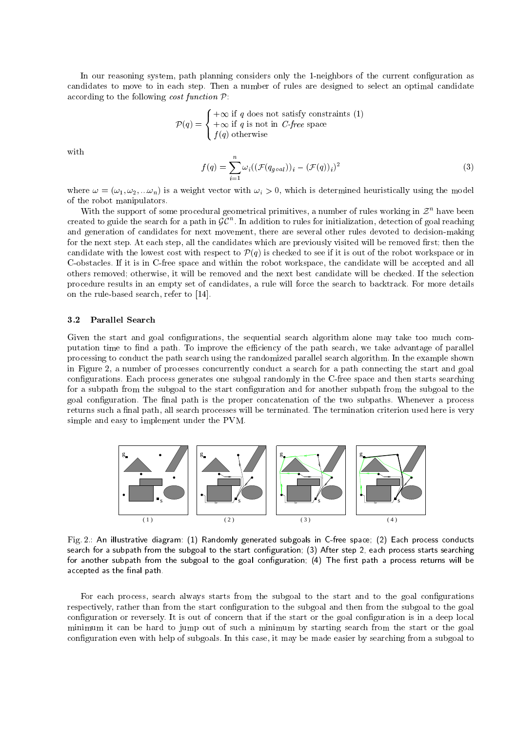In our reasoning system, path planning considers only the 1-neighbors of the current configuration as candidates to move to in each step. Then a number of rules are designed to select an optimal candidate according to the following *cost function* $\mathcal{P}$:

$$
\mathcal{P}(q) = \begin{cases} +\infty \text{ if } q \text{ does not satisfy constraints (1)} \\ +\infty \text{ if } q \text{ is not in } \textit{C-free} \text{ space} \\ f(q) \text{ otherwise} \end{cases}
$$

with

$$
f(q) = \sum_{i=1}^{n} \omega_i((\mathcal{F}(q_{goal}))_i - (\mathcal{F}(q))_i)^2 \tag{3}
$$

where $\omega = (\omega_1, \omega_2, ...\omega_n)$ is a weight vector with $\omega_i > 0$, which is determined heuristically using the model of the robot manipulators.

With the support of some procedural geometrical primitives, a number of rules working in $\mathcal{Z}^n$ have been created to guide the search for a path in $\mathcal{GC}^n$. In addition to rules for initialization, detection of goal reaching and generation of candidates for next movement, there are several other rules devoted to decision-making for the next step. At each step, all the candidates which are previously visited will be removed first; then the candidate with the lowest cost with respect to $\mathcal{P}(q)$ is checked to see if it is out of the robot workspace or in C-obstacles. If it is in C-free space and within the robot workspace, the candidate will be accepted and all others removed; otherwise, it will be removed and the next best candidate will be checked. If the selection procedure results in an empty set of candidates, a rule will force the search to backtrack. For more details on the rule-based search, refer to [14].

### 3.2 Parallel Search

Given the start and goal configurations, the sequential search algorithm alone may take too much computation time to find a path. To improve the efficiency of the path search, we take advantage of parallel processing to conduct the path search using the randomized parallel search algorithm. In the example shown in Figure 2, a number of processes concurrently conduct a search for a path connecting the start and goal configurations. Each process generates one subgoal randomly in the C-free space and then starts searching for a subpath from the subgoal to the start configuration and for another subpath from the subgoal to the goal configuration. The final path is the proper concatenation of the two subpaths. Whenever a process returns such a final path, all search processes will be terminated. The termination criterion used here is very simple and easy to implement under the PVM.

Fig. 2.: An illustrative diagram: (1) Randomly generated subgoals in C-free space; (2) Each process conducts search for a subpath from the subgoal to the start configuration; (3) After step 2, each process starts searching for another subpath from the subgoal to the goal configuration; (4) The first path a process returns will be accepted as the final path.

For each process, search always starts from the subgoal to the start and to the goal configurations respectively, rather than from the start configuration to the subgoal and then from the subgoal to the goal configuration or reversely. It is out of concern that if the start or the goal configuration is in a deep local minimum it can be hard to jump out of such a minimum by starting search from the start or the goal configuration even with help of subgoals. In this case, it may be made easier by searching from a subgoal to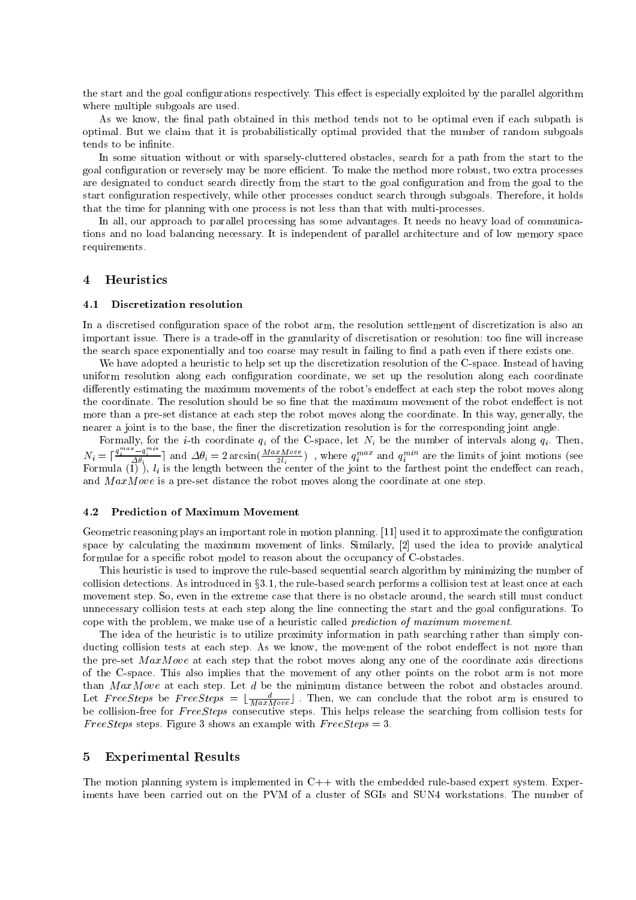the start and the goal configurations respectively. This effect is especially exploited by the parallel algorithm where multiple subgoals are used.

As we know, the final path obtained in this method tends not to be optimal even if each subpath is optimal. But we claim that it is probabilistically optimal provided that the number of random subgoals tends to be infinite.

In some situation without or with sparsely-cluttered obstacles, search for a path from the start to the goal configuration or reversely may be more efficient. To make the method more robust, two extra processes are designated to conduct search directly from the start to the goal configuration and from the goal to the start configuration respectively, while other processes conduct search through subgoals. Therefore, it holds that the time for planning with one process is not less than that with multi-processes.

In all, our approach to parallel processing has some advantages. It needs no heavy load of communications and no load balancing necessary. It is independent of parallel architecture and of low memory space requirements.

## 4 Heuristics

### 4.1 Discretization resolution

In a discretised configuration space of the robot arm, the resolution settlement of discretization is also an important issue. There is a trade-off in the granularity of discretisation or resolution: too fine will increase the search space exponentially and too coarse may result in failing to find a path even if there exists one.

We have adopted a heuristic to help set up the discretization resolution of the C-space. Instead of having uniform resolution along each configuration coordinate, we set up the resolution along each coordinate differently estimating the maximum movements of the robot's endeffect at each step the robot moves along the coordinate. The resolution should be so fine that the maximum movement of the robot endeffect is not more than a pre-set distance at each step the robot moves along the coordinate. In this way, generally, the nearer a joint is to the base, the finer the discretization resolution is for the corresponding joint angle.

Formally, for the $i$-th coordinate $q_i$ of the C-space, let $N_i$ be the number of intervals along $q_i$. Then, $N_i = \lceil \frac{q_i^{max} - q_i^{min}}{\Delta\theta_i} \rceil$ and $\Delta\theta_i = 2\arcsin(\frac{MaxMove}{2l_i})$ , where $q_i^{max}$ and $q_i^{min}$ are the limits of joint motions (see Formula (1) ), $l_i$ is the length between the center of the joint to the farthest point the endeffect can reach, and $MaxMove$ is a pre-set distance the robot moves along the coordinate at one step.

### 4.2 Prediction of Maximum Movement

Geometric reasoning plays an important role in motion planning. [11] used it to approximate the configuration space by calculating the maximum movement of links. Similarly, [2] used the idea to provide analytical formulae for a specific robot model to reason about the occupancy of C-obstacles.

This heuristic is used to improve the rule-based sequential search algorithm by minimizing the number of collision detections. As introduced in §3.1, the rule-based search performs a collision test at least once at each movement step. So, even in the extreme case that there is no obstacle around, the search still must conduct unnecessary collision tests at each step along the line connecting the start and the goal configurations. To cope with the problem, we make use of a heuristic called *prediction of maximum movement*.

The idea of the heuristic is to utilize proximity information in path searching rather than simply conducting collision tests at each step. As we know, the movement of the robot endeffect is not more than the pre-set $MaxMove$ at each step that the robot moves along any one of the coordinate axis directions of the C-space. This also implies that the movement of any other points on the robot arm is not more than $MaxMove$ at each step. Let $d$ be the minimum distance between the robot and obstacles around. Let $FreeSteps$ be $FreeSteps = \lfloor \frac{d}{MaxMove} \rfloor$ . Then, we can conclude that the robot arm is ensured to be collision-free for $FreeSteps$ consecutive steps. This helps release the searching from collision tests for $FreeSteps$ steps. Figure 3 shows an example with $FreeSteps = 3$.

## 5 Experimental Results

The motion planning system is implemented in C++ with the embedded rule-based expert system. Experiments have been carried out on the PVM of a cluster of SGIs and SUN4 workstations. The number of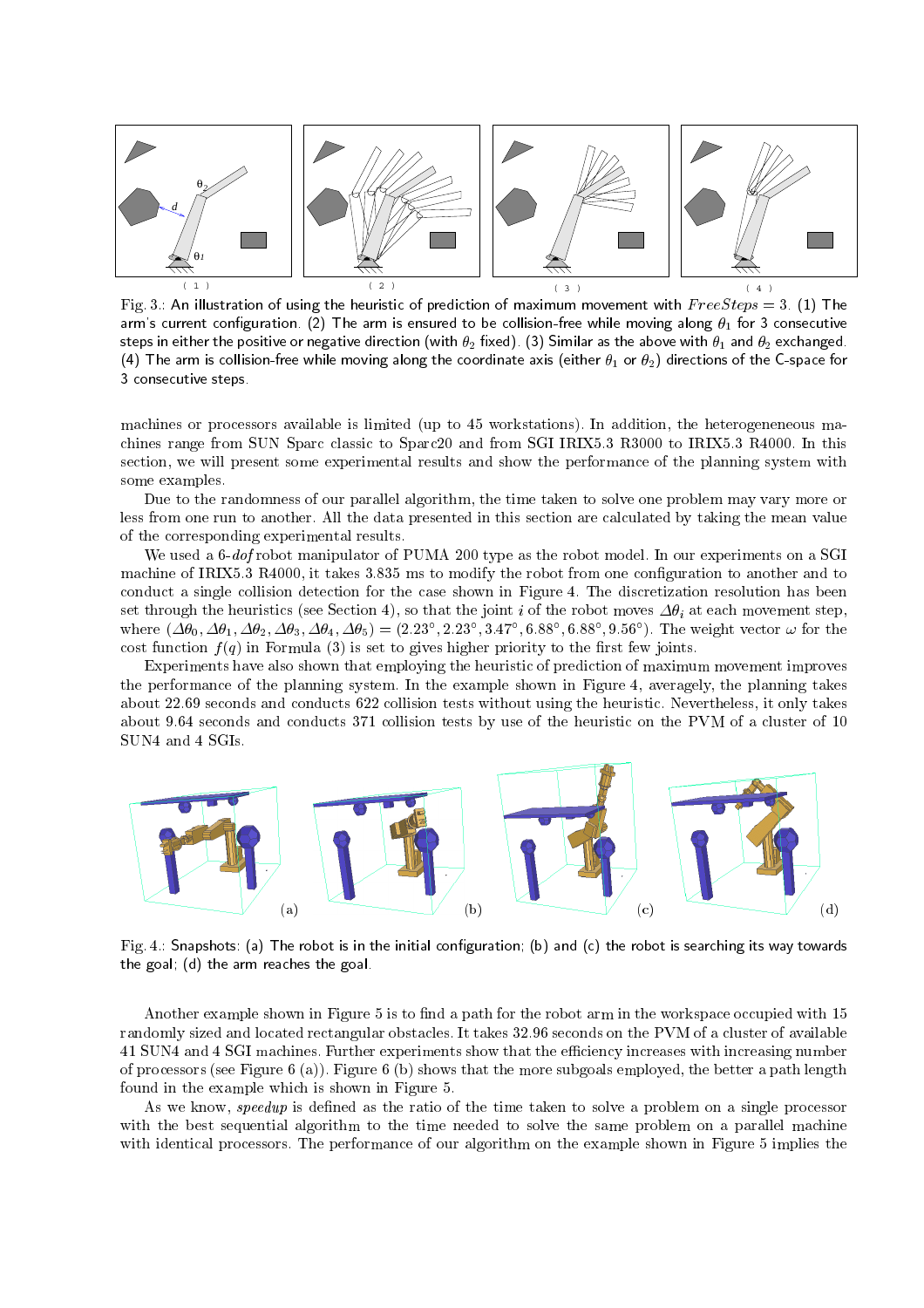Fig. 3.: An illustration of using the heuristic of prediction of maximum movement with $FreeSteps = 3$. (1) The arm's current configuration. (2) The arm is ensured to be collision-free while moving along $\theta_1$ for 3 consecutive steps in either the positive or negative direction (with $\theta_2$ fixed). (3) Similar as the above with $\theta_1$ and $\theta_2$ exchanged. (4) The arm is collision-free while moving along the coordinate axis (either $\theta_1$ or $\theta_2$) directions of the C-space for 3 consecutive steps.

machines or processors available is limited (up to 45 workstations). In addition, the heterogeneneous machines range from SUN Sparc classic to Sparc20 and from SGI IRIX5.3 R3000 to IRIX5.3 R4000. In this section, we will present some experimental results and show the performance of the planning system with some examples.

Due to the randomness of our parallel algorithm, the time taken to solve one problem may vary more or less from one run to another. All the data presented in this section are calculated by taking the mean value of the corresponding experimental results.

We used a 6-*dof* robot manipulator of PUMA 200 type as the robot model. In our experiments on a SGI machine of IRIX5.3 R4000, it takes 3.835 ms to modify the robot from one configuration to another and to conduct a single collision detection for the case shown in Figure 4. The discretization resolution has been set through the heuristics (see Section 4), so that the joint $i$ of the robot moves $\Delta\theta_i$ at each movement step, where $(\Delta\theta_0, \Delta\theta_1, \Delta\theta_2, \Delta\theta_3, \Delta\theta_4, \Delta\theta_5) = (2.23°, 2.23°, 3.47°, 6.88°, 6.88°, 9.56°)$. The weight vector $\omega$ for the cost function $f(q)$ in Formula (3) is set to gives higher priority to the first few joints.

Experiments have also shown that employing the heuristic of prediction of maximum movement improves the performance of the planning system. In the example shown in Figure 4, averagely, the planning takes about 22.69 seconds and conducts 622 collision tests without using the heuristic. Nevertheless, it only takes about 9.64 seconds and conducts 371 collision tests by use of the heuristic on the PVM of a cluster of 10 SUN4 and 4 SGIs.

Fig. 4.: Snapshots: (a) The robot is in the initial configuration; (b) and (c) the robot is searching its way towards the goal; (d) the arm reaches the goal.

Another example shown in Figure 5 is to find a path for the robot arm in the workspace occupied with 15 randomly sized and located rectangular obstacles. It takes 32.96 seconds on the PVM of a cluster of available 41 SUN4 and 4 SGI machines. Further experiments show that the efficiency increases with increasing number of processors (see Figure 6 (a)). Figure 6 (b) shows that the more subgoals employed, the better a path length found in the example which is shown in Figure 5.

As we know, *speedup* is defined as the ratio of the time taken to solve a problem on a single processor with the best sequential algorithm to the time needed to solve the same problem on a parallel machine with identical processors. The performance of our algorithm on the example shown in Figure 5 implies the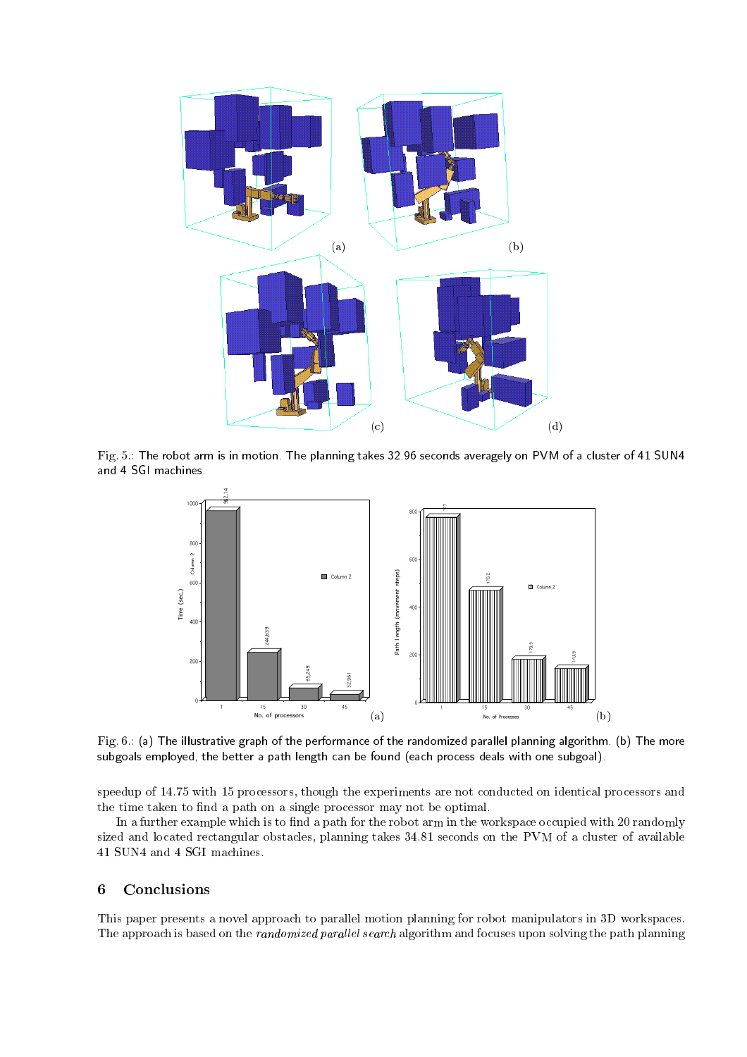Fig. 5.: The robot arm is in motion. The planning takes 32.96 seconds averagely on PVM of a cluster of 41 SUN4 and 4 SGI machines.

Fig. 6.: (a) The illustrative graph of the performance of the randomized parallel planning algorithm. (b) The more subgoals employed, the better a path length can be found (each process deals with one subgoal).

speedup of 14.75 with 15 processors, though the experiments are not conducted on identical processors and the time taken to find a path on a single processor may not be optimal.

In a further example which is to find a path for the robot arm in the workspace occupied with 20 randomly sized and located rectangular obstacles, planning takes 34.81 seconds on the PVM of a cluster of available 41 SUN4 and 4 SGI machines.

## 6 Conclusions

This paper presents a novel approach to parallel motion planning for robot manipulators in 3D workspaces. The approach is based on the *randomized parallel search* algorithm and focuses upon solving the path planning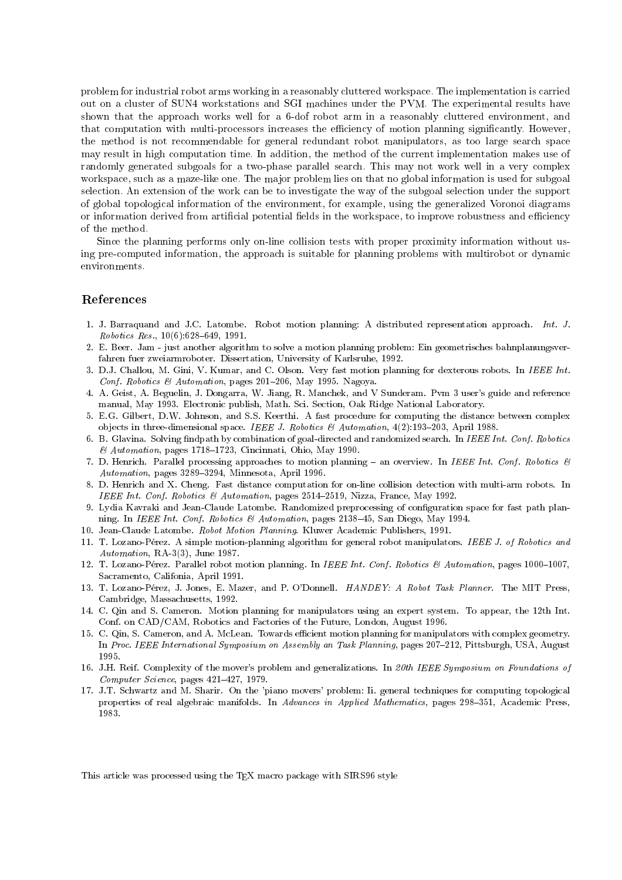problem for industrial robot arms working in a reasonably cluttered workspace. The implementation is carried out on a cluster of SUN4 workstations and SGI machines under the PVM. The experimental results have shown that the approach works well for a 6-dof robot arm in a reasonably cluttered environment, and that computation with multi-processors increases the efficiency of motion planning significantly. However, the method is not recommendable for general redundant robot manipulators, as too large search space may result in high computation time. In addition, the method of the current implementation makes use of randomly generated subgoals for a two-phase parallel search. This may not work well in a very complex workspace, such as a maze-like one. The major problem lies on that no global information is used for subgoal selection. An extension of the work can be to investigate the way of the subgoal selection under the support of global topological information of the environment, for example, using the generalized Voronoi diagrams or information derived from artificial potential fields in the workspace, to improve robustness and efficiency of the method.

Since the planning performs only on-line collision tests with proper proximity information without using pre-computed information, the approach is suitable for planning problems with multirobot or dynamic environments.

## References

1. J. Barraquand and J.C. Latombe. Robot motion planning: A distributed representation approach. *Int. J. Robotics Res.*, 10(6):628–649, 1991.
2. E. Beer. Jam - just another algorithm to solve a motion planning problem: Ein geometrisches bahnplanungsverfahren fuer zweiarmroboter. Dissertation, University of Karlsruhe, 1992.
3. D.J. Challou, M. Gini, V. Kumar, and C. Olson. Very fast motion planning for dexterous robots. In *IEEE Int. Conf. Robotics & Automation*, pages 201–206, May 1995. Nagoya.
4. A. Geist, A. Beguelin, J. Dongarra, W. Jiang, R. Manchek, and V Sunderam. Pvm 3 user's guide and reference manual, May 1993. Electronic publish, Math. Sci. Section, Oak Ridge National Laboratory.
5. E.G. Gilbert, D.W. Johnson, and S.S. Keerthi. A fast procedure for computing the distance between complex objects in three-dimensional space. *IEEE J. Robotics & Automation*, 4(2):193–203, April 1988.
6. B. Glavina. Solving findpath by combination of goal-directed and randomized search. In *IEEE Int. Conf. Robotics & Automation*, pages 1718–1723, Cincinnati, Ohio, May 1990.
7. D. Henrich. Parallel processing approaches to motion planning – an overview. In *IEEE Int. Conf. Robotics & Automation*, pages 3289–3294, Minnesota, April 1996.
8. D. Henrich and X. Cheng. Fast distance computation for on-line collision detection with multi-arm robots. In *IEEE Int. Conf. Robotics & Automation*, pages 2514–2519, Nizza, France, May 1992.
9. Lydia Kavraki and Jean-Claude Latombe. Randomized preprocessing of configuration space for fast path planning. In *IEEE Int. Conf. Robotics & Automation*, pages 2138–45, San Diego, May 1994.
10. Jean-Claude Latombe. *Robot Motion Planning*. Kluwer Academic Publishers, 1991.
11. T. Lozano-Pérez. A simple motion-planning algorithm for general robot manipulators. *IEEE J. of Robotics and Automation*, RA-3(3), June 1987.
12. T. Lozano-Pérez. Parallel robot motion planning. In *IEEE Int. Conf. Robotics & Automation*, pages 1000–1007, Sacramento, Califonia, April 1991.
13. T. Lozano-Pérez, J. Jones, E. Mazer, and P. O'Donnell. *HANDEY: A Robot Task Planner*. The MIT Press, Cambridge, Massachusetts, 1992.
14. C. Qin and S. Cameron. Motion planning for manipulators using an expert system. To appear, the 12th Int. Conf. on CAD/CAM, Robotics and Factories of the Future, London, August 1996.
15. C. Qin, S. Cameron, and A. McLean. Towards efficient motion planning for manipulators with complex geometry. In *Proc. IEEE International Symposium on Assembly an Task Planning*, pages 207–212, Pittsburgh, USA, August 1995.
16. J.H. Reif. Complexity of the mover's problem and generalizations. In *20th IEEE Symposium on Foundations of Computer Science*, pages 421–427, 1979.
17. J.T. Schwartz and M. Sharir. On the 'piano movers' problem: Ii. general techniques for computing topological properties of real algebraic manifolds. In *Advances in Applied Mathematics*, pages 298–351, Academic Press, 1983.

This article was processed using the TEX macro package with SIRS96 style